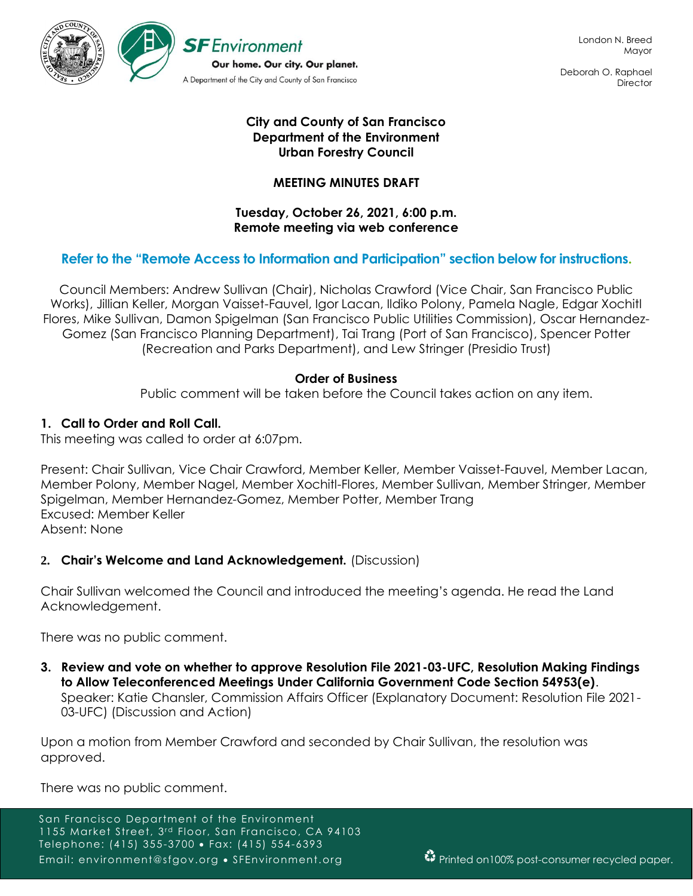SF Environment

Our home. Our city. Our planet.

A Department of the City and County of San Francisco

London N. Breed
Mayor

Deborah O. Raphael
Director

**City and County of San Francisco**
**Department of the Environment**
**Urban Forestry Council**

**MEETING MINUTES DRAFT**

**Tuesday, October 26, 2021, 6:00 p.m.**
**Remote meeting via web conference**

**Refer to the "Remote Access to Information and Participation" section below for instructions.**

Council Members: Andrew Sullivan (Chair), Nicholas Crawford (Vice Chair, San Francisco Public Works), Jillian Keller, Morgan Vaisset-Fauvel, Igor Lacan, Ildiko Polony, Pamela Nagle, Edgar Xochitl Flores, Mike Sullivan, Damon Spigelman (San Francisco Public Utilities Commission), Oscar Hernandez-Gomez (San Francisco Planning Department), Tai Trang (Port of San Francisco), Spencer Potter (Recreation and Parks Department), and Lew Stringer (Presidio Trust)

**Order of Business**

Public comment will be taken before the Council takes action on any item.

**1. Call to Order and Roll Call.**

This meeting was called to order at 6:07pm.

Present: Chair Sullivan, Vice Chair Crawford, Member Keller, Member Vaisset-Fauvel, Member Lacan, Member Polony, Member Nagel, Member Xochitl-Flores, Member Sullivan, Member Stringer, Member Spigelman, Member Hernandez-Gomez, Member Potter, Member Trang
Excused: Member Keller
Absent: None

**2. Chair's Welcome and Land Acknowledgement.** (Discussion)

Chair Sullivan welcomed the Council and introduced the meeting's agenda. He read the Land Acknowledgement.

There was no public comment.

**3. Review and vote on whether to approve Resolution File 2021-03-UFC, Resolution Making Findings to Allow Teleconferenced Meetings Under California Government Code Section 54953(e).**
Speaker: Katie Chansler, Commission Affairs Officer (Explanatory Document: Resolution File 2021-03-UFC) (Discussion and Action)

Upon a motion from Member Crawford and seconded by Chair Sullivan, the resolution was approved.

There was no public comment.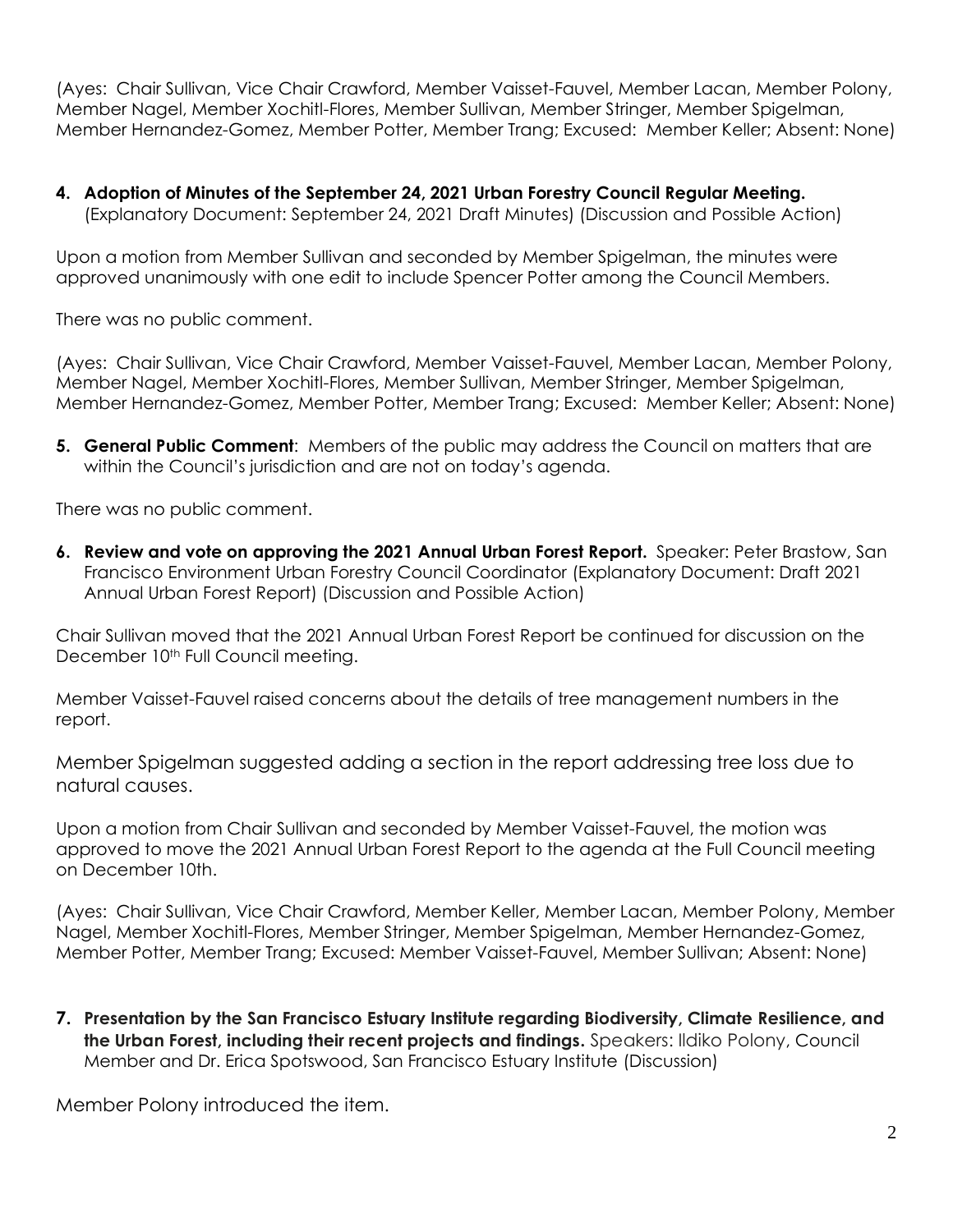(Ayes: Chair Sullivan, Vice Chair Crawford, Member Vaisset-Fauvel, Member Lacan, Member Polony, Member Nagel, Member Xochitl-Flores, Member Sullivan, Member Stringer, Member Spigelman, Member Hernandez-Gomez, Member Potter, Member Trang; Excused: Member Keller; Absent: None)

4. **Adoption of Minutes of the September 24, 2021 Urban Forestry Council Regular Meeting.** (Explanatory Document: September 24, 2021 Draft Minutes) (Discussion and Possible Action)

Upon a motion from Member Sullivan and seconded by Member Spigelman, the minutes were approved unanimously with one edit to include Spencer Potter among the Council Members.

There was no public comment.

(Ayes: Chair Sullivan, Vice Chair Crawford, Member Vaisset-Fauvel, Member Lacan, Member Polony, Member Nagel, Member Xochitl-Flores, Member Sullivan, Member Stringer, Member Spigelman, Member Hernandez-Gomez, Member Potter, Member Trang; Excused: Member Keller; Absent: None)

5. **General Public Comment**: Members of the public may address the Council on matters that are within the Council's jurisdiction and are not on today's agenda.

There was no public comment.

6. **Review and vote on approving the 2021 Annual Urban Forest Report.** Speaker: Peter Brastow, San Francisco Environment Urban Forestry Council Coordinator (Explanatory Document: Draft 2021 Annual Urban Forest Report) (Discussion and Possible Action)

Chair Sullivan moved that the 2021 Annual Urban Forest Report be continued for discussion on the December 10th Full Council meeting.

Member Vaisset-Fauvel raised concerns about the details of tree management numbers in the report.

Member Spigelman suggested adding a section in the report addressing tree loss due to natural causes.

Upon a motion from Chair Sullivan and seconded by Member Vaisset-Fauvel, the motion was approved to move the 2021 Annual Urban Forest Report to the agenda at the Full Council meeting on December 10th.

(Ayes: Chair Sullivan, Vice Chair Crawford, Member Keller, Member Lacan, Member Polony, Member Nagel, Member Xochitl-Flores, Member Stringer, Member Spigelman, Member Hernandez-Gomez, Member Potter, Member Trang; Excused: Member Vaisset-Fauvel, Member Sullivan; Absent: None)

7. **Presentation by the San Francisco Estuary Institute regarding Biodiversity, Climate Resilience, and the Urban Forest, including their recent projects and findings.** Speakers: Ildiko Polony, Council Member and Dr. Erica Spotswood, San Francisco Estuary Institute (Discussion)

Member Polony introduced the item.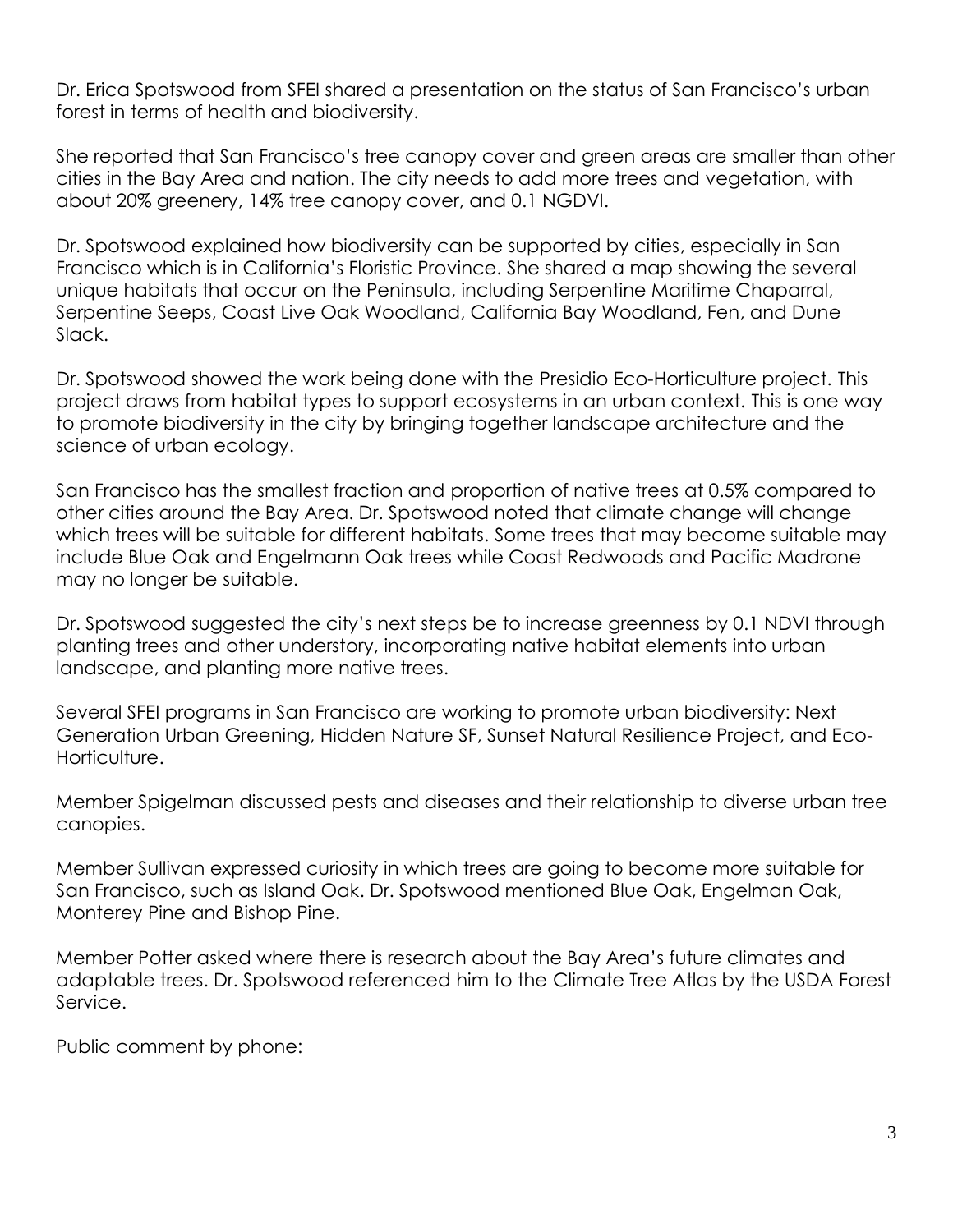Dr. Erica Spotswood from SFEI shared a presentation on the status of San Francisco's urban forest in terms of health and biodiversity.

She reported that San Francisco's tree canopy cover and green areas are smaller than other cities in the Bay Area and nation. The city needs to add more trees and vegetation, with about 20% greenery, 14% tree canopy cover, and 0.1 NGDVI.

Dr. Spotswood explained how biodiversity can be supported by cities, especially in San Francisco which is in California's Floristic Province. She shared a map showing the several unique habitats that occur on the Peninsula, including Serpentine Maritime Chaparral, Serpentine Seeps, Coast Live Oak Woodland, California Bay Woodland, Fen, and Dune Slack.

Dr. Spotswood showed the work being done with the Presidio Eco-Horticulture project. This project draws from habitat types to support ecosystems in an urban context. This is one way to promote biodiversity in the city by bringing together landscape architecture and the science of urban ecology.

San Francisco has the smallest fraction and proportion of native trees at 0.5% compared to other cities around the Bay Area. Dr. Spotswood noted that climate change will change which trees will be suitable for different habitats. Some trees that may become suitable may include Blue Oak and Engelmann Oak trees while Coast Redwoods and Pacific Madrone may no longer be suitable.

Dr. Spotswood suggested the city's next steps be to increase greenness by 0.1 NDVI through planting trees and other understory, incorporating native habitat elements into urban landscape, and planting more native trees.

Several SFEI programs in San Francisco are working to promote urban biodiversity: Next Generation Urban Greening, Hidden Nature SF, Sunset Natural Resilience Project, and Eco-Horticulture.

Member Spigelman discussed pests and diseases and their relationship to diverse urban tree canopies.

Member Sullivan expressed curiosity in which trees are going to become more suitable for San Francisco, such as Island Oak. Dr. Spotswood mentioned Blue Oak, Engelman Oak, Monterey Pine and Bishop Pine.

Member Potter asked where there is research about the Bay Area's future climates and adaptable trees. Dr. Spotswood referenced him to the Climate Tree Atlas by the USDA Forest Service.

Public comment by phone: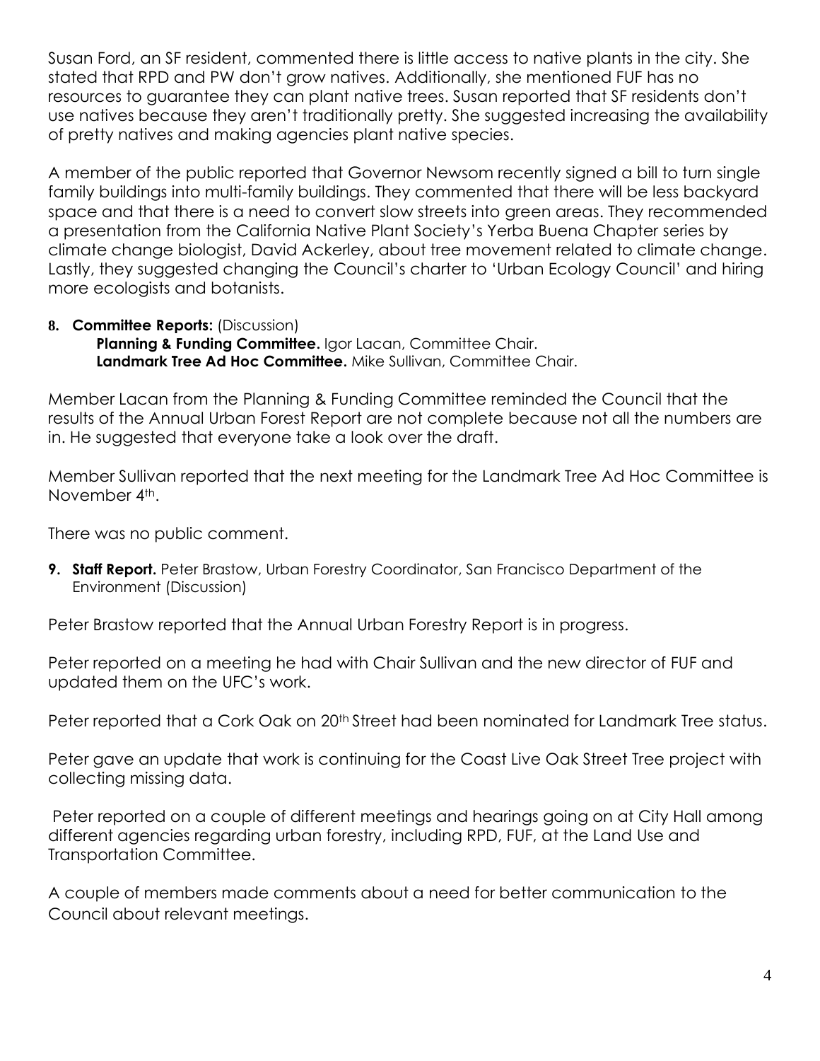Susan Ford, an SF resident, commented there is little access to native plants in the city. She stated that RPD and PW don't grow natives. Additionally, she mentioned FUF has no resources to guarantee they can plant native trees. Susan reported that SF residents don't use natives because they aren't traditionally pretty. She suggested increasing the availability of pretty natives and making agencies plant native species.

A member of the public reported that Governor Newsom recently signed a bill to turn single family buildings into multi-family buildings. They commented that there will be less backyard space and that there is a need to convert slow streets into green areas. They recommended a presentation from the California Native Plant Society's Yerba Buena Chapter series by climate change biologist, David Ackerley, about tree movement related to climate change. Lastly, they suggested changing the Council's charter to 'Urban Ecology Council' and hiring more ecologists and botanists.

8. **Committee Reports:** (Discussion)
   **Planning & Funding Committee.** Igor Lacan, Committee Chair.
   **Landmark Tree Ad Hoc Committee.** Mike Sullivan, Committee Chair.

Member Lacan from the Planning & Funding Committee reminded the Council that the results of the Annual Urban Forest Report are not complete because not all the numbers are in. He suggested that everyone take a look over the draft.

Member Sullivan reported that the next meeting for the Landmark Tree Ad Hoc Committee is November 4th.

There was no public comment.

9. **Staff Report.** Peter Brastow, Urban Forestry Coordinator, San Francisco Department of the Environment (Discussion)

Peter Brastow reported that the Annual Urban Forestry Report is in progress.

Peter reported on a meeting he had with Chair Sullivan and the new director of FUF and updated them on the UFC's work.

Peter reported that a Cork Oak on 20th Street had been nominated for Landmark Tree status.

Peter gave an update that work is continuing for the Coast Live Oak Street Tree project with collecting missing data.

Peter reported on a couple of different meetings and hearings going on at City Hall among different agencies regarding urban forestry, including RPD, FUF, at the Land Use and Transportation Committee.

A couple of members made comments about a need for better communication to the Council about relevant meetings.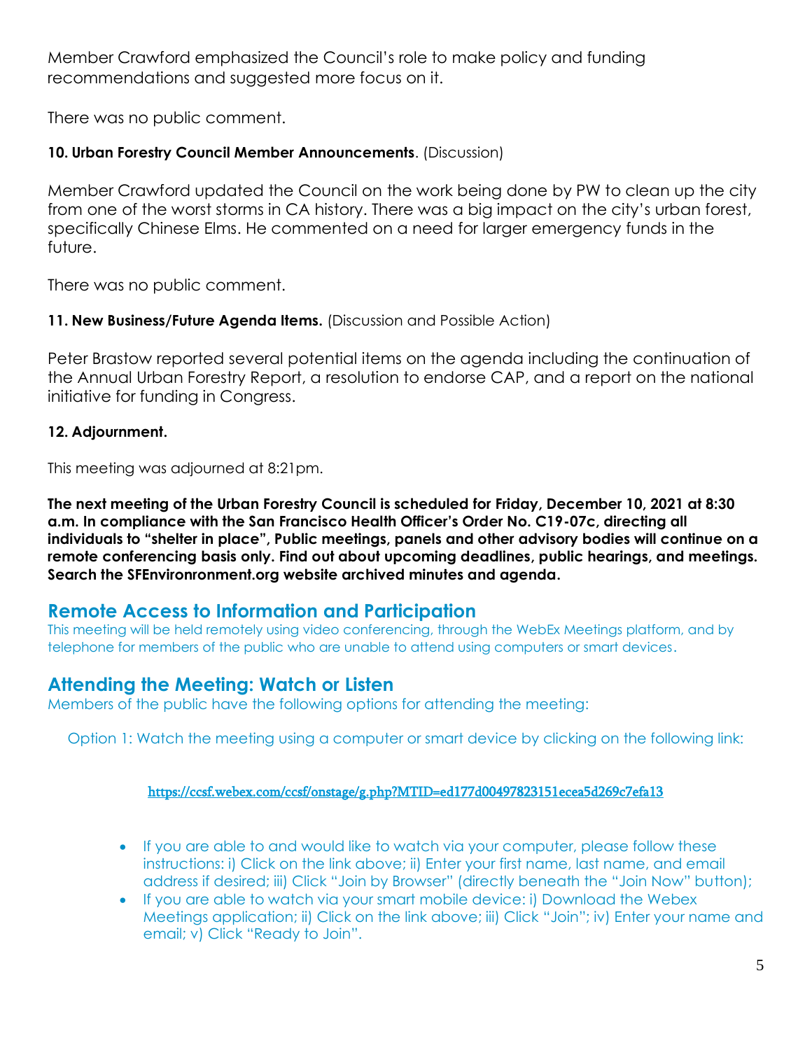Member Crawford emphasized the Council's role to make policy and funding recommendations and suggested more focus on it.

There was no public comment.

**10. Urban Forestry Council Member Announcements**. (Discussion)

Member Crawford updated the Council on the work being done by PW to clean up the city from one of the worst storms in CA history. There was a big impact on the city's urban forest, specifically Chinese Elms. He commented on a need for larger emergency funds in the future.

There was no public comment.

**11. New Business/Future Agenda Items.** (Discussion and Possible Action)

Peter Brastow reported several potential items on the agenda including the continuation of the Annual Urban Forestry Report, a resolution to endorse CAP, and a report on the national initiative for funding in Congress.

**12. Adjournment.**

This meeting was adjourned at 8:21pm.

**The next meeting of the Urban Forestry Council is scheduled for Friday, December 10, 2021 at 8:30 a.m. In compliance with the San Francisco Health Officer's Order No. C19-07c, directing all individuals to "shelter in place", Public meetings, panels and other advisory bodies will continue on a remote conferencing basis only. Find out about upcoming deadlines, public hearings, and meetings. Search the SFEnvironronment.org website archived minutes and agenda.**

## Remote Access to Information and Participation

This meeting will be held remotely using video conferencing, through the WebEx Meetings platform, and by telephone for members of the public who are unable to attend using computers or smart devices.

## Attending the Meeting: Watch or Listen

Members of the public have the following options for attending the meeting:

Option 1: Watch the meeting using a computer or smart device by clicking on the following link:

https://ccsf.webex.com/ccsf/onstage/g.php?MTID=ed177d00497823151ecea5d269c7efa13

- If you are able to and would like to watch via your computer, please follow these instructions: i) Click on the link above; ii) Enter your first name, last name, and email address if desired; iii) Click "Join by Browser" (directly beneath the "Join Now" button);
- If you are able to watch via your smart mobile device: i) Download the Webex Meetings application; ii) Click on the link above; iii) Click "Join"; iv) Enter your name and email; v) Click "Ready to Join".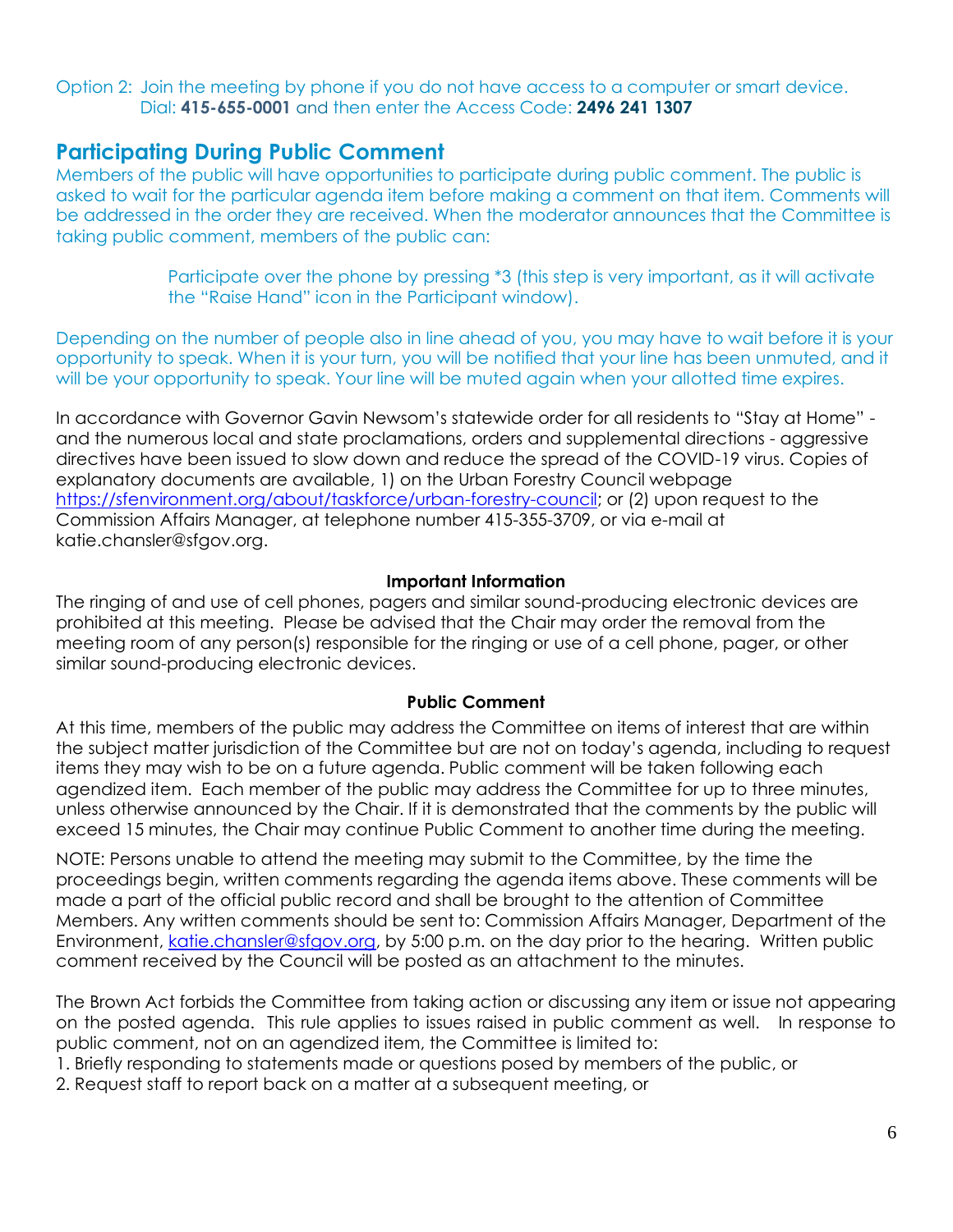Option 2: Join the meeting by phone if you do not have access to a computer or smart device. Dial: **415-655-0001** and then enter the Access Code: **2496 241 1307**

## Participating During Public Comment

Members of the public will have opportunities to participate during public comment. The public is asked to wait for the particular agenda item before making a comment on that item. Comments will be addressed in the order they are received. When the moderator announces that the Committee is taking public comment, members of the public can:

> Participate over the phone by pressing *3 (this step is very important, as it will activate the "Raise Hand" icon in the Participant window).

Depending on the number of people also in line ahead of you, you may have to wait before it is your opportunity to speak. When it is your turn, you will be notified that your line has been unmuted, and it will be your opportunity to speak. Your line will be muted again when your allotted time expires.

In accordance with Governor Gavin Newsom's statewide order for all residents to "Stay at Home" - and the numerous local and state proclamations, orders and supplemental directions - aggressive directives have been issued to slow down and reduce the spread of the COVID-19 virus. Copies of explanatory documents are available, 1) on the Urban Forestry Council webpage https://sfenvironment.org/about/taskforce/urban-forestry-council; or (2) upon request to the Commission Affairs Manager, at telephone number 415-355-3709, or via e-mail at katie.chansler@sfgov.org.

**Important Information**

The ringing of and use of cell phones, pagers and similar sound-producing electronic devices are prohibited at this meeting. Please be advised that the Chair may order the removal from the meeting room of any person(s) responsible for the ringing or use of a cell phone, pager, or other similar sound-producing electronic devices.

**Public Comment**

At this time, members of the public may address the Committee on items of interest that are within the subject matter jurisdiction of the Committee but are not on today's agenda, including to request items they may wish to be on a future agenda. Public comment will be taken following each agendized item. Each member of the public may address the Committee for up to three minutes, unless otherwise announced by the Chair. If it is demonstrated that the comments by the public will exceed 15 minutes, the Chair may continue Public Comment to another time during the meeting.

NOTE: Persons unable to attend the meeting may submit to the Committee, by the time the proceedings begin, written comments regarding the agenda items above. These comments will be made a part of the official public record and shall be brought to the attention of Committee Members. Any written comments should be sent to: Commission Affairs Manager, Department of the Environment, katie.chansler@sfgov.org, by 5:00 p.m. on the day prior to the hearing. Written public comment received by the Council will be posted as an attachment to the minutes.

The Brown Act forbids the Committee from taking action or discussing any item or issue not appearing on the posted agenda. This rule applies to issues raised in public comment as well. In response to public comment, not on an agendized item, the Committee is limited to:

1. Briefly responding to statements made or questions posed by members of the public, or
2. Request staff to report back on a matter at a subsequent meeting, or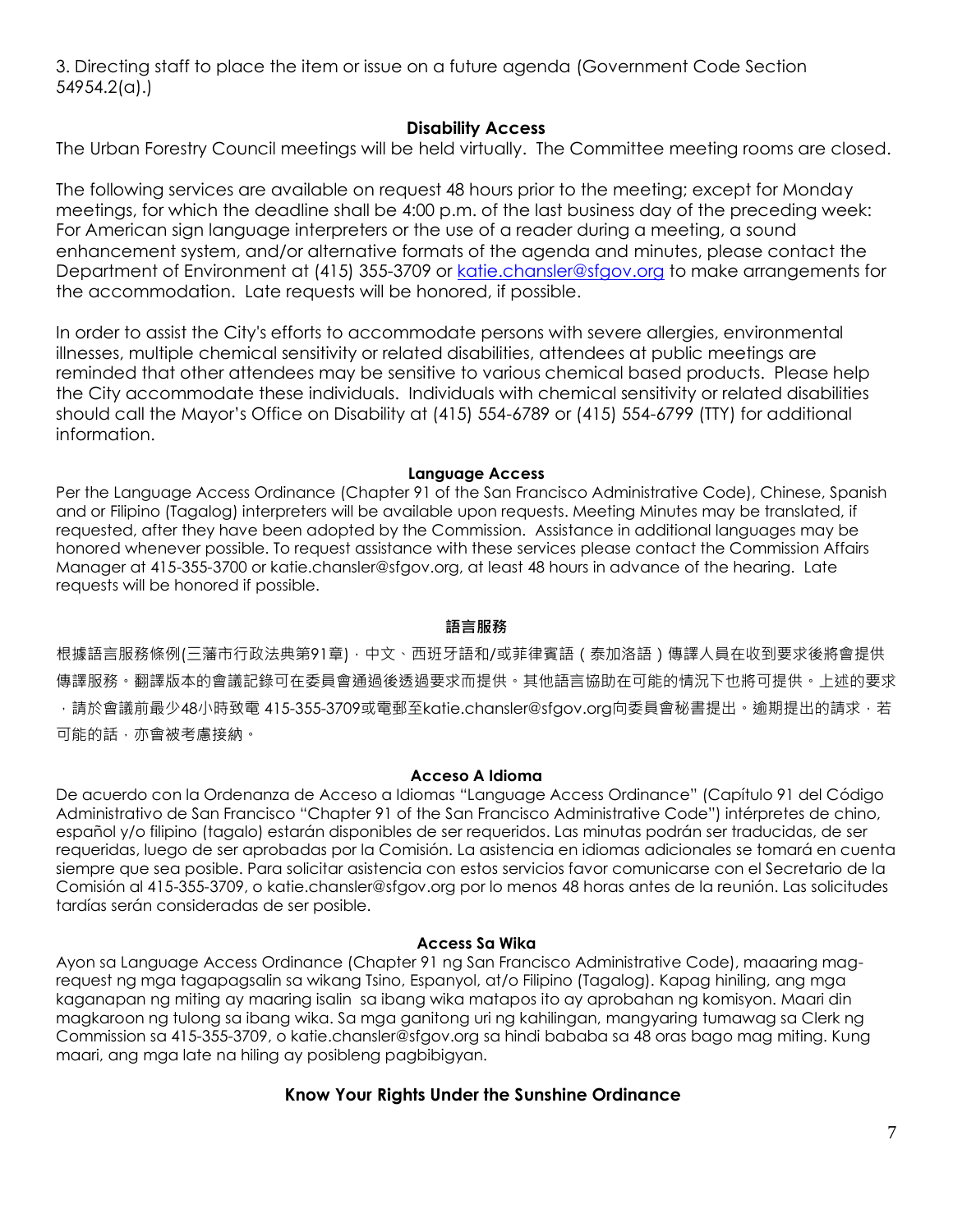3. Directing staff to place the item or issue on a future agenda (Government Code Section 54954.2(a).)

### Disability Access

The Urban Forestry Council meetings will be held virtually. The Committee meeting rooms are closed.

The following services are available on request 48 hours prior to the meeting; except for Monday meetings, for which the deadline shall be 4:00 p.m. of the last business day of the preceding week: For American sign language interpreters or the use of a reader during a meeting, a sound enhancement system, and/or alternative formats of the agenda and minutes, please contact the Department of Environment at (415) 355-3709 or katie.chansler@sfgov.org to make arrangements for the accommodation. Late requests will be honored, if possible.

In order to assist the City's efforts to accommodate persons with severe allergies, environmental illnesses, multiple chemical sensitivity or related disabilities, attendees at public meetings are reminded that other attendees may be sensitive to various chemical based products. Please help the City accommodate these individuals. Individuals with chemical sensitivity or related disabilities should call the Mayor's Office on Disability at (415) 554-6789 or (415) 554-6799 (TTY) for additional information.

### Language Access

Per the Language Access Ordinance (Chapter 91 of the San Francisco Administrative Code), Chinese, Spanish and or Filipino (Tagalog) interpreters will be available upon requests. Meeting Minutes may be translated, if requested, after they have been adopted by the Commission. Assistance in additional languages may be honored whenever possible. To request assistance with these services please contact the Commission Affairs Manager at 415-355-3700 or katie.chansler@sfgov.org, at least 48 hours in advance of the hearing. Late requests will be honored if possible.

### 語言服務

根據語言服務條例(三藩市行政法典第91章)，中文、西班牙語和/或菲律賓語（泰加洛語）傳譯人員在收到要求後將會提供傳譯服務。翻譯版本的會議記錄可在委員會通過後透過要求而提供。其他語言協助在可能的情況下也將可提供。上述的要求，請於會議前最少48小時致電 415-355-3709或電郵至katie.chansler@sfgov.org向委員會秘書提出。逾期提出的請求，若可能的話，亦會被考慮接納。

### Acceso A Idioma

De acuerdo con la Ordenanza de Acceso a Idiomas "Language Access Ordinance" (Capítulo 91 del Código Administrativo de San Francisco "Chapter 91 of the San Francisco Administrative Code") intérpretes de chino, español y/o filipino (tagalo) estarán disponibles de ser requeridos. Las minutas podrán ser traducidas, de ser requeridas, luego de ser aprobadas por la Comisión. La asistencia en idiomas adicionales se tomará en cuenta siempre que sea posible. Para solicitar asistencia con estos servicios favor comunicarse con el Secretario de la Comisión al 415-355-3709, o katie.chansler@sfgov.org por lo menos 48 horas antes de la reunión. Las solicitudes tardías serán consideradas de ser posible.

### Access Sa Wika

Ayon sa Language Access Ordinance (Chapter 91 ng San Francisco Administrative Code), maaaring mag-request ng mga tagapagsalin sa wikang Tsino, Espanyol, at/o Filipino (Tagalog). Kapag hiniling, ang mga kaganapan ng miting ay maaring isalin sa ibang wika matapos ito ay aprobahan ng komisyon. Maari din magkaroon ng tulong sa ibang wika. Sa mga ganitong uri ng kahilingan, mangyaring tumawag sa Clerk ng Commission sa 415-355-3709, o katie.chansler@sfgov.org sa hindi bababa sa 48 oras bago mag miting. Kung maari, ang mga late na hiling ay posibleng pagbibigyan.

### Know Your Rights Under the Sunshine Ordinance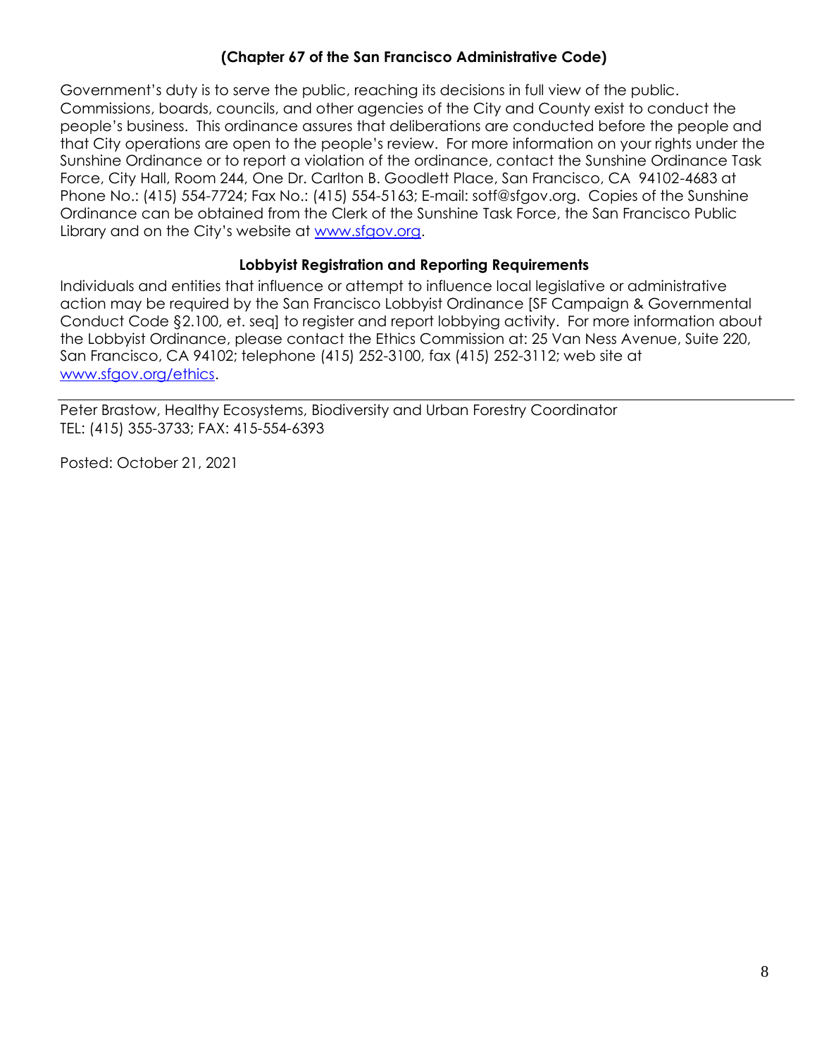**(Chapter 67 of the San Francisco Administrative Code)**

Government's duty is to serve the public, reaching its decisions in full view of the public. Commissions, boards, councils, and other agencies of the City and County exist to conduct the people's business. This ordinance assures that deliberations are conducted before the people and that City operations are open to the people's review. For more information on your rights under the Sunshine Ordinance or to report a violation of the ordinance, contact the Sunshine Ordinance Task Force, City Hall, Room 244, One Dr. Carlton B. Goodlett Place, San Francisco, CA 94102-4683 at Phone No.: (415) 554-7724; Fax No.: (415) 554-5163; E-mail: sotf@sfgov.org. Copies of the Sunshine Ordinance can be obtained from the Clerk of the Sunshine Task Force, the San Francisco Public Library and on the City's website at [www.sfgov.org](http://www.sfgov.org).

**Lobbyist Registration and Reporting Requirements**

Individuals and entities that influence or attempt to influence local legislative or administrative action may be required by the San Francisco Lobbyist Ordinance [SF Campaign & Governmental Conduct Code §2.100, et. seq] to register and report lobbying activity. For more information about the Lobbyist Ordinance, please contact the Ethics Commission at: 25 Van Ness Avenue, Suite 220, San Francisco, CA 94102; telephone (415) 252-3100, fax (415) 252-3112; web site at [www.sfgov.org/ethics](http://www.sfgov.org/ethics).

---

Peter Brastow, Healthy Ecosystems, Biodiversity and Urban Forestry Coordinator
TEL: (415) 355-3733; FAX: 415-554-6393

Posted: October 21, 2021